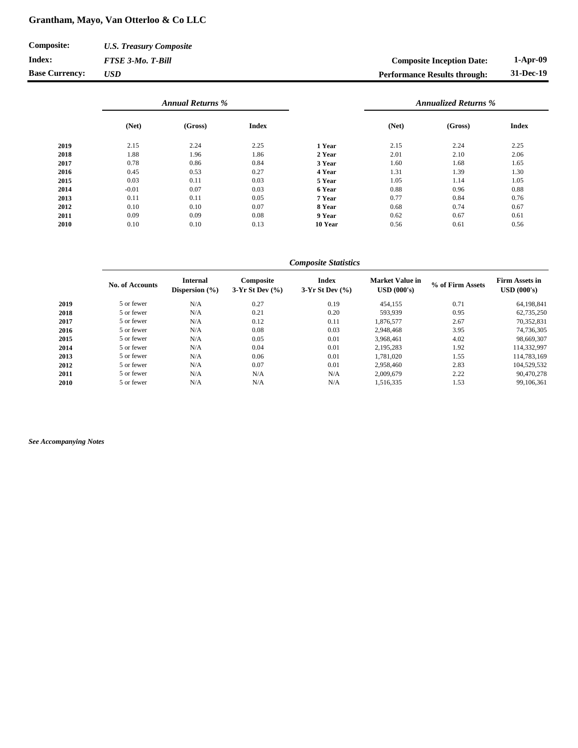# Grantham, Mayo, Van Otterloo & Co LLC

| | | | |
|---|---|---|---|
| **Composite:** | ***U.S. Treasury Composite*** | | |
| **Index:** | ***FTSE 3-Mo. T-Bill*** | **Composite Inception Date:** | **1-Apr-09** |
| **Base Currency:** | ***USD*** | **Performance Results through:** | **31-Dec-19** |

| | *Annual Returns %* | | | | *Annualized Returns %* | | |
|---|---|---|---|---|---|---|---|
| | **(Net)** | **(Gross)** | **Index** | | **(Net)** | **(Gross)** | **Index** |
| **2019** | 2.15 | 2.24 | 2.25 | **1 Year** | 2.15 | 2.24 | 2.25 |
| **2018** | 1.88 | 1.96 | 1.86 | **2 Year** | 2.01 | 2.10 | 2.06 |
| **2017** | 0.78 | 0.86 | 0.84 | **3 Year** | 1.60 | 1.68 | 1.65 |
| **2016** | 0.45 | 0.53 | 0.27 | **4 Year** | 1.31 | 1.39 | 1.30 |
| **2015** | 0.03 | 0.11 | 0.03 | **5 Year** | 1.05 | 1.14 | 1.05 |
| **2014** | -0.01 | 0.07 | 0.03 | **6 Year** | 0.88 | 0.96 | 0.88 |
| **2013** | 0.11 | 0.11 | 0.05 | **7 Year** | 0.77 | 0.84 | 0.76 |
| **2012** | 0.10 | 0.10 | 0.07 | **8 Year** | 0.68 | 0.74 | 0.67 |
| **2011** | 0.09 | 0.09 | 0.08 | **9 Year** | 0.62 | 0.67 | 0.61 |
| **2010** | 0.10 | 0.10 | 0.13 | **10 Year** | 0.56 | 0.61 | 0.56 |

| | *Composite Statistics* | | | | | | |
|---|---|---|---|---|---|---|---|
| | **No. of Accounts** | **Internal Dispersion (%)** | **Composite 3-Yr St Dev (%)** | **Index 3-Yr St Dev (%)** | **Market Value in USD (000's)** | **% of Firm Assets** | **Firm Assets in USD (000's)** |
| **2019** | 5 or fewer | N/A | 0.27 | 0.19 | 454,155 | 0.71 | 64,198,841 |
| **2018** | 5 or fewer | N/A | 0.21 | 0.20 | 593,939 | 0.95 | 62,735,250 |
| **2017** | 5 or fewer | N/A | 0.12 | 0.11 | 1,876,577 | 2.67 | 70,352,831 |
| **2016** | 5 or fewer | N/A | 0.08 | 0.03 | 2,948,468 | 3.95 | 74,736,305 |
| **2015** | 5 or fewer | N/A | 0.05 | 0.01 | 3,968,461 | 4.02 | 98,669,307 |
| **2014** | 5 or fewer | N/A | 0.04 | 0.01 | 2,195,283 | 1.92 | 114,332,997 |
| **2013** | 5 or fewer | N/A | 0.06 | 0.01 | 1,781,020 | 1.55 | 114,783,169 |
| **2012** | 5 or fewer | N/A | 0.07 | 0.01 | 2,958,460 | 2.83 | 104,529,532 |
| **2011** | 5 or fewer | N/A | N/A | N/A | 2,009,679 | 2.22 | 90,470,278 |
| **2010** | 5 or fewer | N/A | N/A | N/A | 1,516,335 | 1.53 | 99,106,361 |

***See Accompanying Notes***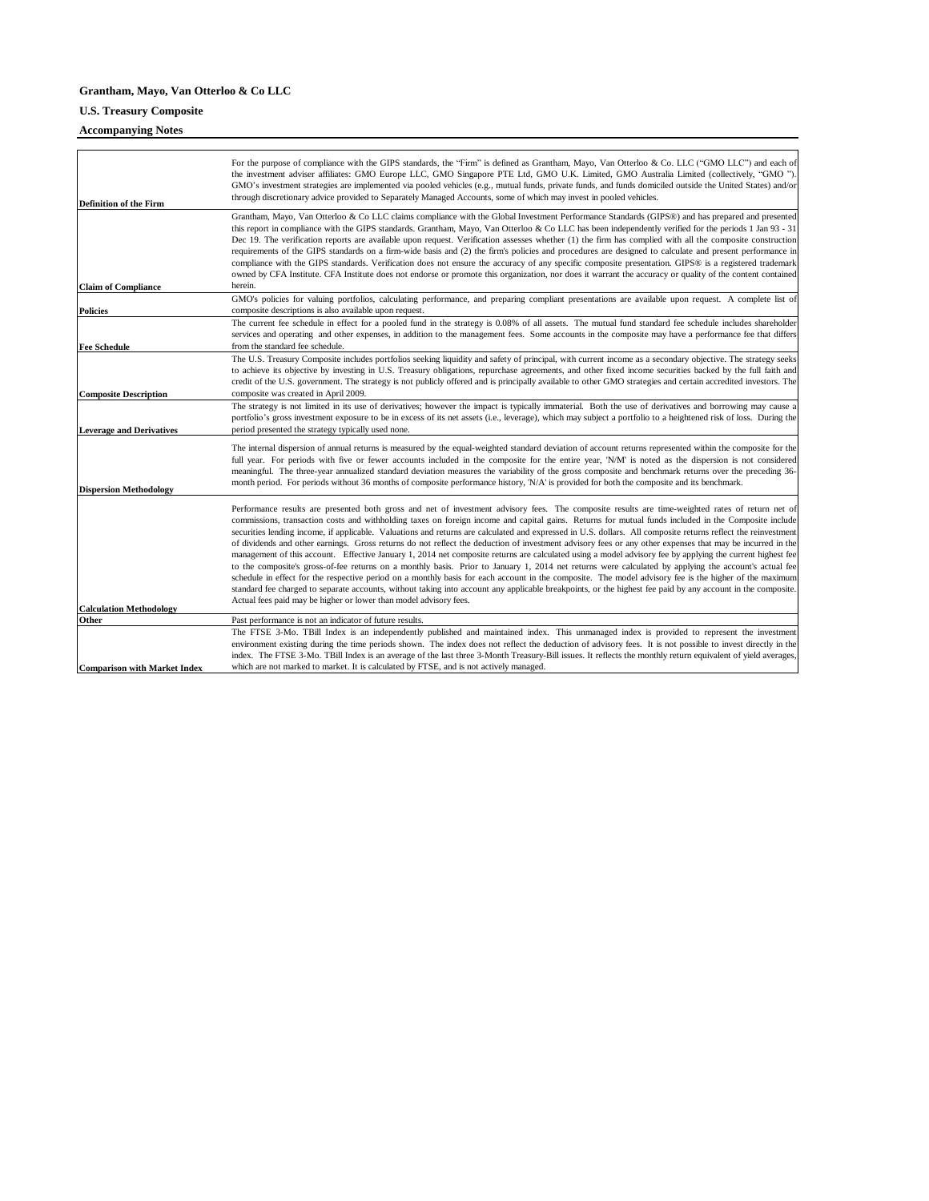**Grantham, Mayo, Van Otterloo & Co LLC**

**U.S. Treasury Composite**

**Accompanying Notes**

| | |
|---|---|
| **Definition of the Firm** | For the purpose of compliance with the GIPS standards, the "Firm" is defined as Grantham, Mayo, Van Otterloo & Co. LLC ("GMO LLC") and each of the investment adviser affiliates: GMO Europe LLC, GMO Singapore PTE Ltd, GMO U.K. Limited, GMO Australia Limited (collectively, "GMO "). GMO's investment strategies are implemented via pooled vehicles (e.g., mutual funds, private funds, and funds domiciled outside the United States) and/or through discretionary advice provided to Separately Managed Accounts, some of which may invest in pooled vehicles. |
| **Claim of Compliance** | Grantham, Mayo, Van Otterloo & Co LLC claims compliance with the Global Investment Performance Standards (GIPS®) and has prepared and presented this report in compliance with the GIPS standards. Grantham, Mayo, Van Otterloo & Co LLC has been independently verified for the periods 1 Jan 93 - 31 Dec 19. The verification reports are available upon request. Verification assesses whether (1) the firm has complied with all the composite construction requirements of the GIPS standards on a firm-wide basis and (2) the firm's policies and procedures are designed to calculate and present performance in compliance with the GIPS standards. Verification does not ensure the accuracy of any specific composite presentation. GIPS® is a registered trademark owned by CFA Institute. CFA Institute does not endorse or promote this organization, nor does it warrant the accuracy or quality of the content contained herein. |
| **Policies** | GMO's policies for valuing portfolios, calculating performance, and preparing compliant presentations are available upon request. A complete list of composite descriptions is also available upon request. |
| **Fee Schedule** | The current fee schedule in effect for a pooled fund in the strategy is 0.08% of all assets. The mutual fund standard fee schedule includes shareholder services and operating and other expenses, in addition to the management fees. Some accounts in the composite may have a performance fee that differs from the standard fee schedule. |
| **Composite Description** | The U.S. Treasury Composite includes portfolios seeking liquidity and safety of principal, with current income as a secondary objective. The strategy seeks to achieve its objective by investing in U.S. Treasury obligations, repurchase agreements, and other fixed income securities backed by the full faith and credit of the U.S. government. The strategy is not publicly offered and is principally available to other GMO strategies and certain accredited investors. The composite was created in April 2009. |
| **Leverage and Derivatives** | The strategy is not limited in its use of derivatives; however the impact is typically immaterial. Both the use of derivatives and borrowing may cause a portfolio's gross investment exposure to be in excess of its net assets (i.e., leverage), which may subject a portfolio to a heightened risk of loss. During the period presented the strategy typically used none. |
| **Dispersion Methodology** | The internal dispersion of annual returns is measured by the equal-weighted standard deviation of account returns represented within the composite for the full year. For periods with five or fewer accounts included in the composite for the entire year, 'N/M' is noted as the dispersion is not considered meaningful. The three-year annualized standard deviation measures the variability of the gross composite and benchmark returns over the preceding 36-month period. For periods without 36 months of composite performance history, 'N/A' is provided for both the composite and its benchmark. |
| **Calculation Methodology** | Performance results are presented both gross and net of investment advisory fees. The composite results are time-weighted rates of return net of commissions, transaction costs and withholding taxes on foreign income and capital gains. Returns for mutual funds included in the Composite include securities lending income, if applicable. Valuations and returns are calculated and expressed in U.S. dollars. All composite returns reflect the reinvestment of dividends and other earnings. Gross returns do not reflect the deduction of investment advisory fees or any other expenses that may be incurred in the management of this account. Effective January 1, 2014 net composite returns are calculated using a model advisory fee by applying the current highest fee to the composite's gross-of-fee returns on a monthly basis. Prior to January 1, 2014 net returns were calculated by applying the account's actual fee schedule in effect for the respective period on a monthly basis for each account in the composite. The model advisory fee is the higher of the maximum standard fee charged to separate accounts, without taking into account any applicable breakpoints, or the highest fee paid by any account in the composite. Actual fees paid may be higher or lower than model advisory fees. |
| **Other** | Past performance is not an indicator of future results. |
| **Comparison with Market Index** | The FTSE 3-Mo. TBill Index is an independently published and maintained index. This unmanaged index is provided to represent the investment environment existing during the time periods shown. The index does not reflect the deduction of advisory fees. It is not possible to invest directly in the index. The FTSE 3-Mo. TBill Index is an average of the last three 3-Month Treasury-Bill issues. It reflects the monthly return equivalent of yield averages, which are not marked to market. It is calculated by FTSE, and is not actively managed. |